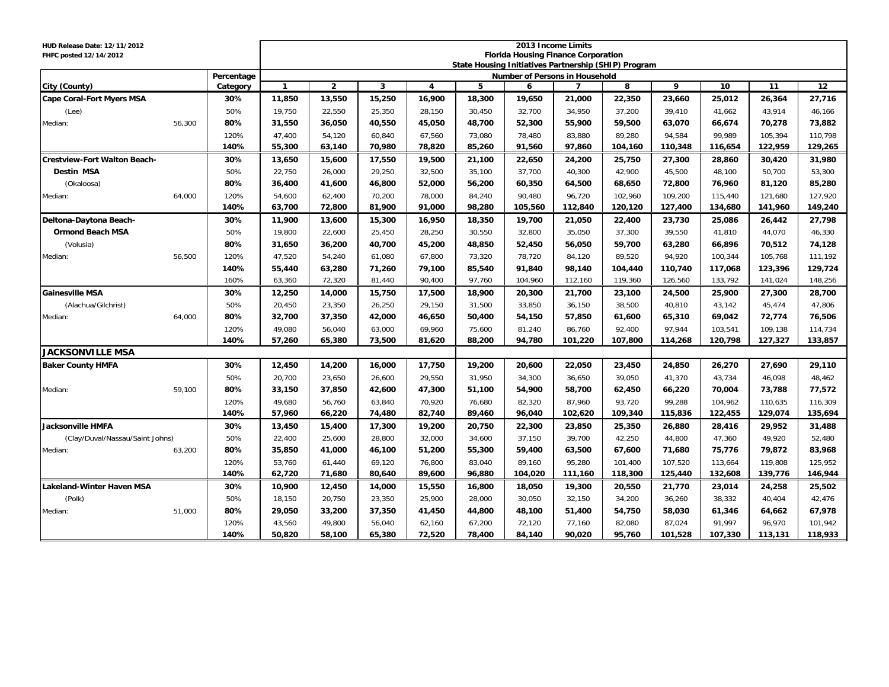HUD Release Date: 12/11/2012
FHFC posted 12/14/2012

**2013 Income Limits**
**Florida Housing Finance Corporation**
**State Housing Initiatives Partnership (SHIP) Program**

| City (County) | | Percentage Category | Number of Persons in Household 1 | 2 | 3 | 4 | 5 | 6 | 7 | 8 | 9 | 10 | 11 | 12 |
|---|---|---|---|---|---|---|---|---|---|---|---|---|---|---|
| **Cape Coral-Fort Myers MSA** | | **30%** | **11,850** | **13,550** | **15,250** | **16,900** | **18,300** | **19,650** | **21,000** | **22,350** | **23,660** | **25,012** | **26,364** | **27,716** |
| (Lee) | | 50% | 19,750 | 22,550 | 25,350 | 28,150 | 30,450 | 32,700 | 34,950 | 37,200 | 39,410 | 41,662 | 43,914 | 46,166 |
| Median: | 56,300 | **80%** | **31,550** | **36,050** | **40,550** | **45,050** | **48,700** | **52,300** | **55,900** | **59,500** | **63,070** | **66,674** | **70,278** | **73,882** |
| | | 120% | 47,400 | 54,120 | 60,840 | 67,560 | 73,080 | 78,480 | 83,880 | 89,280 | 94,584 | 99,989 | 105,394 | 110,798 |
| | | **140%** | **55,300** | **63,140** | **70,980** | **78,820** | **85,260** | **91,560** | **97,860** | **104,160** | **110,348** | **116,654** | **122,959** | **129,265** |
| **Crestview-Fort Walton Beach-** | | **30%** | **13,650** | **15,600** | **17,550** | **19,500** | **21,100** | **22,650** | **24,200** | **25,750** | **27,300** | **28,860** | **30,420** | **31,980** |
| **Destin MSA** | | 50% | 22,750 | 26,000 | 29,250 | 32,500 | 35,100 | 37,700 | 40,300 | 42,900 | 45,500 | 48,100 | 50,700 | 53,300 |
| (Okaloosa) | | **80%** | **36,400** | **41,600** | **46,800** | **52,000** | **56,200** | **60,350** | **64,500** | **68,650** | **72,800** | **76,960** | **81,120** | **85,280** |
| Median: | 64,000 | 120% | 54,600 | 62,400 | 70,200 | 78,000 | 84,240 | 90,480 | 96,720 | 102,960 | 109,200 | 115,440 | 121,680 | 127,920 |
| | | **140%** | **63,700** | **72,800** | **81,900** | **91,000** | **98,280** | **105,560** | **112,840** | **120,120** | **127,400** | **134,680** | **141,960** | **149,240** |
| **Deltona-Daytona Beach-** | | **30%** | **11,900** | **13,600** | **15,300** | **16,950** | **18,350** | **19,700** | **21,050** | **22,400** | **23,730** | **25,086** | **26,442** | **27,798** |
| **Ormond Beach MSA** | | 50% | 19,800 | 22,600 | 25,450 | 28,250 | 30,550 | 32,800 | 35,050 | 37,300 | 39,550 | 41,810 | 44,070 | 46,330 |
| (Volusia) | | **80%** | **31,650** | **36,200** | **40,700** | **45,200** | **48,850** | **52,450** | **56,050** | **59,700** | **63,280** | **66,896** | **70,512** | **74,128** |
| Median: | 56,500 | 120% | 47,520 | 54,240 | 61,080 | 67,800 | 73,320 | 78,720 | 84,120 | 89,520 | 94,920 | 100,344 | 105,768 | 111,192 |
| | | **140%** | **55,440** | **63,280** | **71,260** | **79,100** | **85,540** | **91,840** | **98,140** | **104,440** | **110,740** | **117,068** | **123,396** | **129,724** |
| | | 160% | 63,360 | 72,320 | 81,440 | 90,400 | 97,760 | 104,960 | 112,160 | 119,360 | 126,560 | 133,792 | 141,024 | 148,256 |
| **Gainesville MSA** | | **30%** | **12,250** | **14,000** | **15,750** | **17,500** | **18,900** | **20,300** | **21,700** | **23,100** | **24,500** | **25,900** | **27,300** | **28,700** |
| (Alachua/Gilchrist) | | 50% | 20,450 | 23,350 | 26,250 | 29,150 | 31,500 | 33,850 | 36,150 | 38,500 | 40,810 | 43,142 | 45,474 | 47,806 |
| Median: | 64,000 | **80%** | **32,700** | **37,350** | **42,000** | **46,650** | **50,400** | **54,150** | **57,850** | **61,600** | **65,310** | **69,042** | **72,774** | **76,506** |
| | | 120% | 49,080 | 56,040 | 63,000 | 69,960 | 75,600 | 81,240 | 86,760 | 92,400 | 97,944 | 103,541 | 109,138 | 114,734 |
| | | **140%** | **57,260** | **65,380** | **73,500** | **81,620** | **88,200** | **94,780** | **101,220** | **107,800** | **114,268** | **120,798** | **127,327** | **133,857** |
| **JACKSONVILLE MSA** | | | | | | | | | | | | | | |
| **Baker County HMFA** | | **30%** | **12,450** | **14,200** | **16,000** | **17,750** | **19,200** | **20,600** | **22,050** | **23,450** | **24,850** | **26,270** | **27,690** | **29,110** |
| | | 50% | 20,700 | 23,650 | 26,600 | 29,550 | 31,950 | 34,300 | 36,650 | 39,050 | 41,370 | 43,734 | 46,098 | 48,462 |
| Median: | 59,100 | **80%** | **33,150** | **37,850** | **42,600** | **47,300** | **51,100** | **54,900** | **58,700** | **62,450** | **66,220** | **70,004** | **73,788** | **77,572** |
| | | 120% | 49,680 | 56,760 | 63,840 | 70,920 | 76,680 | 82,320 | 87,960 | 93,720 | 99,288 | 104,962 | 110,635 | 116,309 |
| | | **140%** | **57,960** | **66,220** | **74,480** | **82,740** | **89,460** | **96,040** | **102,620** | **109,340** | **115,836** | **122,455** | **129,074** | **135,694** |
| **Jacksonville HMFA** | | **30%** | **13,450** | **15,400** | **17,300** | **19,200** | **20,750** | **22,300** | **23,850** | **25,350** | **26,880** | **28,416** | **29,952** | **31,488** |
| (Clay/Duval/Nassau/Saint Johns) | | 50% | 22,400 | 25,600 | 28,800 | 32,000 | 34,600 | 37,150 | 39,700 | 42,250 | 44,800 | 47,360 | 49,920 | 52,480 |
| Median: | 63,200 | **80%** | **35,850** | **41,000** | **46,100** | **51,200** | **55,300** | **59,400** | **63,500** | **67,600** | **71,680** | **75,776** | **79,872** | **83,968** |
| | | 120% | 53,760 | 61,440 | 69,120 | 76,800 | 83,040 | 89,160 | 95,280 | 101,400 | 107,520 | 113,664 | 119,808 | 125,952 |
| | | **140%** | **62,720** | **71,680** | **80,640** | **89,600** | **96,880** | **104,020** | **111,160** | **118,300** | **125,440** | **132,608** | **139,776** | **146,944** |
| **Lakeland-Winter Haven MSA** | | **30%** | **10,900** | **12,450** | **14,000** | **15,550** | **16,800** | **18,050** | **19,300** | **20,550** | **21,770** | **23,014** | **24,258** | **25,502** |
| (Polk) | | 50% | 18,150 | 20,750 | 23,350 | 25,900 | 28,000 | 30,050 | 32,150 | 34,200 | 36,260 | 38,332 | 40,404 | 42,476 |
| Median: | 51,000 | **80%** | **29,050** | **33,200** | **37,350** | **41,450** | **44,800** | **48,100** | **51,400** | **54,750** | **58,030** | **61,346** | **64,662** | **67,978** |
| | | 120% | 43,560 | 49,800 | 56,040 | 62,160 | 67,200 | 72,120 | 77,160 | 82,080 | 87,024 | 91,997 | 96,970 | 101,942 |
| | | **140%** | **50,820** | **58,100** | **65,380** | **72,520** | **78,400** | **84,140** | **90,020** | **95,760** | **101,528** | **107,330** | **113,131** | **118,933** |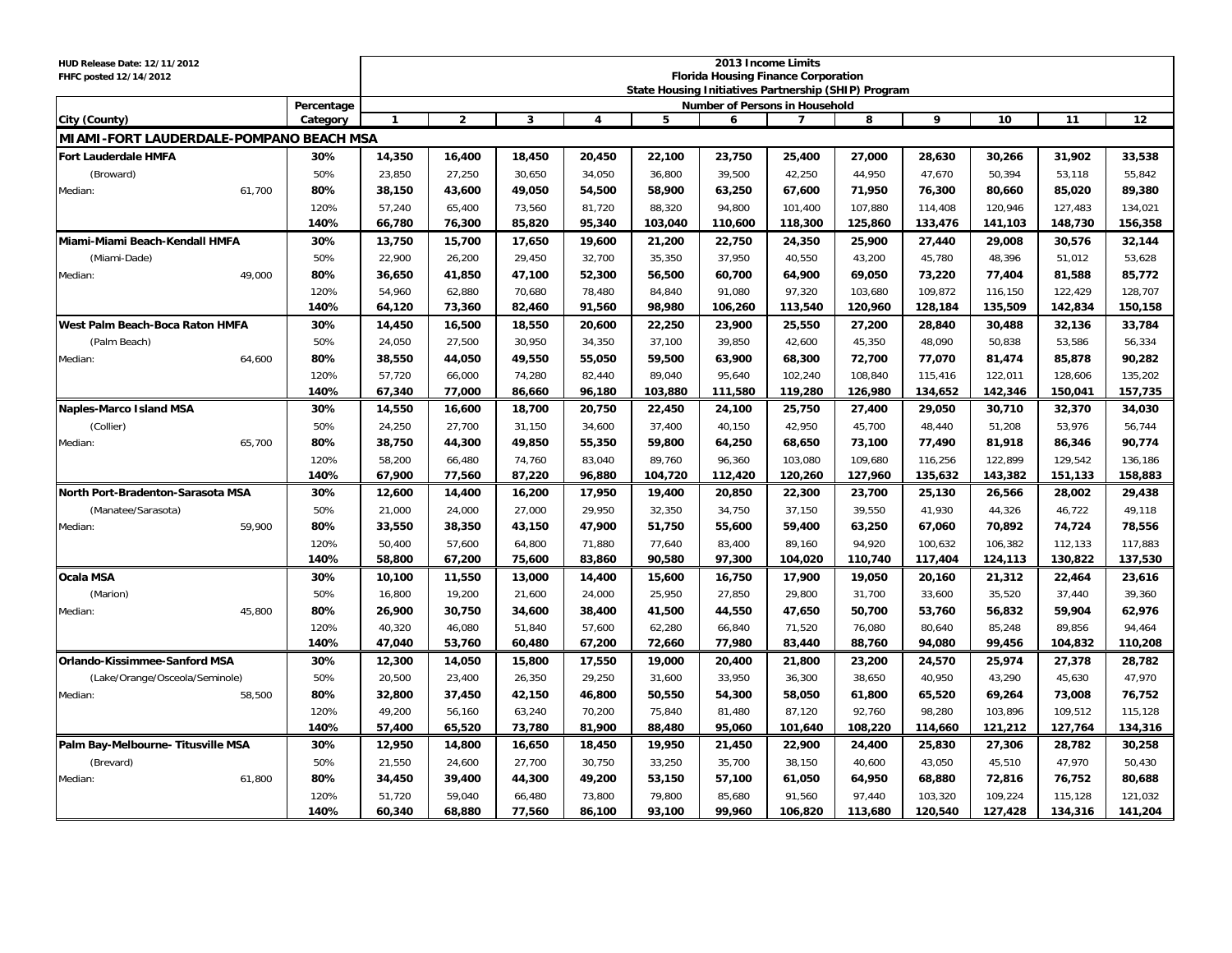HUD Release Date: 12/11/2012
FHFC posted 12/14/2012

**2013 Income Limits**
**Florida Housing Finance Corporation**
**State Housing Initiatives Partnership (SHIP) Program**

| City (County) | | Percentage Category | Number of Persons in Household | | | | | | | | | | | |
|---|---|---|---|---|---|---|---|---|---|---|---|---|---|---|
| | | | 1 | 2 | 3 | 4 | 5 | 6 | 7 | 8 | 9 | 10 | 11 | 12 |
| **MIAMI-FORT LAUDERDALE-POMPANO BEACH MSA** | | | | | | | | | | | | | | |
| **Fort Lauderdale HMFA** | | **30%** | **14,350** | **16,400** | **18,450** | **20,450** | **22,100** | **23,750** | **25,400** | **27,000** | **28,630** | **30,266** | **31,902** | **33,538** |
| (Broward) | | 50% | 23,850 | 27,250 | 30,650 | 34,050 | 36,800 | 39,500 | 42,250 | 44,950 | 47,670 | 50,394 | 53,118 | 55,842 |
| Median: | 61,700 | **80%** | **38,150** | **43,600** | **49,050** | **54,500** | **58,900** | **63,250** | **67,600** | **71,950** | **76,300** | **80,660** | **85,020** | **89,380** |
| | | 120% | 57,240 | 65,400 | 73,560 | 81,720 | 88,320 | 94,800 | 101,400 | 107,880 | 114,408 | 120,946 | 127,483 | 134,021 |
| | | **140%** | **66,780** | **76,300** | **85,820** | **95,340** | **103,040** | **110,600** | **118,300** | **125,860** | **133,476** | **141,103** | **148,730** | **156,358** |
| **Miami-Miami Beach-Kendall HMFA** | | **30%** | **13,750** | **15,700** | **17,650** | **19,600** | **21,200** | **22,750** | **24,350** | **25,900** | **27,440** | **29,008** | **30,576** | **32,144** |
| (Miami-Dade) | | 50% | 22,900 | 26,200 | 29,450 | 32,700 | 35,350 | 37,950 | 40,550 | 43,200 | 45,780 | 48,396 | 51,012 | 53,628 |
| Median: | 49,000 | **80%** | **36,650** | **41,850** | **47,100** | **52,300** | **56,500** | **60,700** | **64,900** | **69,050** | **73,220** | **77,404** | **81,588** | **85,772** |
| | | 120% | 54,960 | 62,880 | 70,680 | 78,480 | 84,840 | 91,080 | 97,320 | 103,680 | 109,872 | 116,150 | 122,429 | 128,707 |
| | | **140%** | **64,120** | **73,360** | **82,460** | **91,560** | **98,980** | **106,260** | **113,540** | **120,960** | **128,184** | **135,509** | **142,834** | **150,158** |
| **West Palm Beach-Boca Raton HMFA** | | **30%** | **14,450** | **16,500** | **18,550** | **20,600** | **22,250** | **23,900** | **25,550** | **27,200** | **28,840** | **30,488** | **32,136** | **33,784** |
| (Palm Beach) | | 50% | 24,050 | 27,500 | 30,950 | 34,350 | 37,100 | 39,850 | 42,600 | 45,350 | 48,090 | 50,838 | 53,586 | 56,334 |
| Median: | 64,600 | **80%** | **38,550** | **44,050** | **49,550** | **55,050** | **59,500** | **63,900** | **68,300** | **72,700** | **77,070** | **81,474** | **85,878** | **90,282** |
| | | 120% | 57,720 | 66,000 | 74,280 | 82,440 | 89,040 | 95,640 | 102,240 | 108,840 | 115,416 | 122,011 | 128,606 | 135,202 |
| | | **140%** | **67,340** | **77,000** | **86,660** | **96,180** | **103,880** | **111,580** | **119,280** | **126,980** | **134,652** | **142,346** | **150,041** | **157,735** |
| **Naples-Marco Island MSA** | | **30%** | **14,550** | **16,600** | **18,700** | **20,750** | **22,450** | **24,100** | **25,750** | **27,400** | **29,050** | **30,710** | **32,370** | **34,030** |
| (Collier) | | 50% | 24,250 | 27,700 | 31,150 | 34,600 | 37,400 | 40,150 | 42,950 | 45,700 | 48,440 | 51,208 | 53,976 | 56,744 |
| Median: | 65,700 | **80%** | **38,750** | **44,300** | **49,850** | **55,350** | **59,800** | **64,250** | **68,650** | **73,100** | **77,490** | **81,918** | **86,346** | **90,774** |
| | | 120% | 58,200 | 66,480 | 74,760 | 83,040 | 89,760 | 96,360 | 103,080 | 109,680 | 116,256 | 122,899 | 129,542 | 136,186 |
| | | **140%** | **67,900** | **77,560** | **87,220** | **96,880** | **104,720** | **112,420** | **120,260** | **127,960** | **135,632** | **143,382** | **151,133** | **158,883** |
| **North Port-Bradenton-Sarasota MSA** | | **30%** | **12,600** | **14,400** | **16,200** | **17,950** | **19,400** | **20,850** | **22,300** | **23,700** | **25,130** | **26,566** | **28,002** | **29,438** |
| (Manatee/Sarasota) | | 50% | 21,000 | 24,000 | 27,000 | 29,950 | 32,350 | 34,750 | 37,150 | 39,550 | 41,930 | 44,326 | 46,722 | 49,118 |
| Median: | 59,900 | **80%** | **33,550** | **38,350** | **43,150** | **47,900** | **51,750** | **55,600** | **59,400** | **63,250** | **67,060** | **70,892** | **74,724** | **78,556** |
| | | 120% | 50,400 | 57,600 | 64,800 | 71,880 | 77,640 | 83,400 | 89,160 | 94,920 | 100,632 | 106,382 | 112,133 | 117,883 |
| | | **140%** | **58,800** | **67,200** | **75,600** | **83,860** | **90,580** | **97,300** | **104,020** | **110,740** | **117,404** | **124,113** | **130,822** | **137,530** |
| **Ocala MSA** | | **30%** | **10,100** | **11,550** | **13,000** | **14,400** | **15,600** | **16,750** | **17,900** | **19,050** | **20,160** | **21,312** | **22,464** | **23,616** |
| (Marion) | | 50% | 16,800 | 19,200 | 21,600 | 24,000 | 25,950 | 27,850 | 29,800 | 31,700 | 33,600 | 35,520 | 37,440 | 39,360 |
| Median: | 45,800 | **80%** | **26,900** | **30,750** | **34,600** | **38,400** | **41,500** | **44,550** | **47,650** | **50,700** | **53,760** | **56,832** | **59,904** | **62,976** |
| | | 120% | 40,320 | 46,080 | 51,840 | 57,600 | 62,280 | 66,840 | 71,520 | 76,080 | 80,640 | 85,248 | 89,856 | 94,464 |
| | | **140%** | **47,040** | **53,760** | **60,480** | **67,200** | **72,660** | **77,980** | **83,440** | **88,760** | **94,080** | **99,456** | **104,832** | **110,208** |
| **Orlando-Kissimmee-Sanford MSA** | | **30%** | **12,300** | **14,050** | **15,800** | **17,550** | **19,000** | **20,400** | **21,800** | **23,200** | **24,570** | **25,974** | **27,378** | **28,782** |
| (Lake/Orange/Osceola/Seminole) | | 50% | 20,500 | 23,400 | 26,350 | 29,250 | 31,600 | 33,950 | 36,300 | 38,650 | 40,950 | 43,290 | 45,630 | 47,970 |
| Median: | 58,500 | **80%** | **32,800** | **37,450** | **42,150** | **46,800** | **50,550** | **54,300** | **58,050** | **61,800** | **65,520** | **69,264** | **73,008** | **76,752** |
| | | 120% | 49,200 | 56,160 | 63,240 | 70,200 | 75,840 | 81,480 | 87,120 | 92,760 | 98,280 | 103,896 | 109,512 | 115,128 |
| | | **140%** | **57,400** | **65,520** | **73,780** | **81,900** | **88,480** | **95,060** | **101,640** | **108,220** | **114,660** | **121,212** | **127,764** | **134,316** |
| **Palm Bay-Melbourne- Titusville MSA** | | **30%** | **12,950** | **14,800** | **16,650** | **18,450** | **19,950** | **21,450** | **22,900** | **24,400** | **25,830** | **27,306** | **28,782** | **30,258** |
| (Brevard) | | 50% | 21,550 | 24,600 | 27,700 | 30,750 | 33,250 | 35,700 | 38,150 | 40,600 | 43,050 | 45,510 | 47,970 | 50,430 |
| Median: | 61,800 | **80%** | **34,450** | **39,400** | **44,300** | **49,200** | **53,150** | **57,100** | **61,050** | **64,950** | **68,880** | **72,816** | **76,752** | **80,688** |
| | | 120% | 51,720 | 59,040 | 66,480 | 73,800 | 79,800 | 85,680 | 91,560 | 97,440 | 103,320 | 109,224 | 115,128 | 121,032 |
| | | **140%** | **60,340** | **68,880** | **77,560** | **86,100** | **93,100** | **99,960** | **106,820** | **113,680** | **120,540** | **127,428** | **134,316** | **141,204** |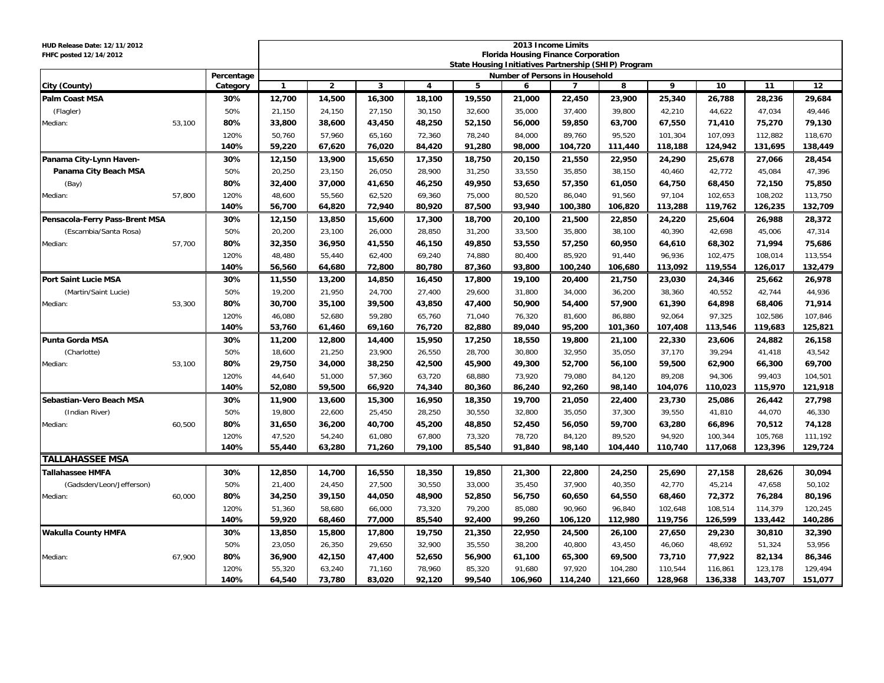HUD Release Date: 12/11/2012
FHFC posted 12/14/2012

**2013 Income Limits**
**Florida Housing Finance Corporation**
**State Housing Initiatives Partnership (SHIP) Program**

| City (County) | | Percentage Category | 1 | 2 | 3 | 4 | 5 | 6 | 7 | 8 | 9 | 10 | 11 | 12 |
|---|---|---|---|---|---|---|---|---|---|---|---|---|---|---|
| | | | **Number of Persons in Household** | | | | | | | | | | | |
| **Palm Coast MSA** | | **30%** | **12,700** | **14,500** | **16,300** | **18,100** | **19,550** | **21,000** | **22,450** | **23,900** | **25,340** | **26,788** | **28,236** | **29,684** |
| (Flagler) | | 50% | 21,150 | 24,150 | 27,150 | 30,150 | 32,600 | 35,000 | 37,400 | 39,800 | 42,210 | 44,622 | 47,034 | 49,446 |
| Median: | 53,100 | **80%** | **33,800** | **38,600** | **43,450** | **48,250** | **52,150** | **56,000** | **59,850** | **63,700** | **67,550** | **71,410** | **75,270** | **79,130** |
| | | 120% | 50,760 | 57,960 | 65,160 | 72,360 | 78,240 | 84,000 | 89,760 | 95,520 | 101,304 | 107,093 | 112,882 | 118,670 |
| | | **140%** | **59,220** | **67,620** | **76,020** | **84,420** | **91,280** | **98,000** | **104,720** | **111,440** | **118,188** | **124,942** | **131,695** | **138,449** |
| **Panama City-Lynn Haven-** | | **30%** | **12,150** | **13,900** | **15,650** | **17,350** | **18,750** | **20,150** | **21,550** | **22,950** | **24,290** | **25,678** | **27,066** | **28,454** |
| **Panama City Beach MSA** | | 50% | 20,250 | 23,150 | 26,050 | 28,900 | 31,250 | 33,550 | 35,850 | 38,150 | 40,460 | 42,772 | 45,084 | 47,396 |
| (Bay) | | **80%** | **32,400** | **37,000** | **41,650** | **46,250** | **49,950** | **53,650** | **57,350** | **61,050** | **64,750** | **68,450** | **72,150** | **75,850** |
| Median: | 57,800 | 120% | 48,600 | 55,560 | 62,520 | 69,360 | 75,000 | 80,520 | 86,040 | 91,560 | 97,104 | 102,653 | 108,202 | 113,750 |
| | | **140%** | **56,700** | **64,820** | **72,940** | **80,920** | **87,500** | **93,940** | **100,380** | **106,820** | **113,288** | **119,762** | **126,235** | **132,709** |
| **Pensacola-Ferry Pass-Brent MSA** | | **30%** | **12,150** | **13,850** | **15,600** | **17,300** | **18,700** | **20,100** | **21,500** | **22,850** | **24,220** | **25,604** | **26,988** | **28,372** |
| (Escambia/Santa Rosa) | | 50% | 20,200 | 23,100 | 26,000 | 28,850 | 31,200 | 33,500 | 35,800 | 38,100 | 40,390 | 42,698 | 45,006 | 47,314 |
| Median: | 57,700 | **80%** | **32,350** | **36,950** | **41,550** | **46,150** | **49,850** | **53,550** | **57,250** | **60,950** | **64,610** | **68,302** | **71,994** | **75,686** |
| | | 120% | 48,480 | 55,440 | 62,400 | 69,240 | 74,880 | 80,400 | 85,920 | 91,440 | 96,936 | 102,475 | 108,014 | 113,554 |
| | | **140%** | **56,560** | **64,680** | **72,800** | **80,780** | **87,360** | **93,800** | **100,240** | **106,680** | **113,092** | **119,554** | **126,017** | **132,479** |
| **Port Saint Lucie MSA** | | **30%** | **11,550** | **13,200** | **14,850** | **16,450** | **17,800** | **19,100** | **20,400** | **21,750** | **23,030** | **24,346** | **25,662** | **26,978** |
| (Martin/Saint Lucie) | | 50% | 19,200 | 21,950 | 24,700 | 27,400 | 29,600 | 31,800 | 34,000 | 36,200 | 38,360 | 40,552 | 42,744 | 44,936 |
| Median: | 53,300 | **80%** | **30,700** | **35,100** | **39,500** | **43,850** | **47,400** | **50,900** | **54,400** | **57,900** | **61,390** | **64,898** | **68,406** | **71,914** |
| | | 120% | 46,080 | 52,680 | 59,280 | 65,760 | 71,040 | 76,320 | 81,600 | 86,880 | 92,064 | 97,325 | 102,586 | 107,846 |
| | | **140%** | **53,760** | **61,460** | **69,160** | **76,720** | **82,880** | **89,040** | **95,200** | **101,360** | **107,408** | **113,546** | **119,683** | **125,821** |
| **Punta Gorda MSA** | | **30%** | **11,200** | **12,800** | **14,400** | **15,950** | **17,250** | **18,550** | **19,800** | **21,100** | **22,330** | **23,606** | **24,882** | **26,158** |
| (Charlotte) | | 50% | 18,600 | 21,250 | 23,900 | 26,550 | 28,700 | 30,800 | 32,950 | 35,050 | 37,170 | 39,294 | 41,418 | 43,542 |
| Median: | 53,100 | **80%** | **29,750** | **34,000** | **38,250** | **42,500** | **45,900** | **49,300** | **52,700** | **56,100** | **59,500** | **62,900** | **66,300** | **69,700** |
| | | 120% | 44,640 | 51,000 | 57,360 | 63,720 | 68,880 | 73,920 | 79,080 | 84,120 | 89,208 | 94,306 | 99,403 | 104,501 |
| | | **140%** | **52,080** | **59,500** | **66,920** | **74,340** | **80,360** | **86,240** | **92,260** | **98,140** | **104,076** | **110,023** | **115,970** | **121,918** |
| **Sebastian-Vero Beach MSA** | | **30%** | **11,900** | **13,600** | **15,300** | **16,950** | **18,350** | **19,700** | **21,050** | **22,400** | **23,730** | **25,086** | **26,442** | **27,798** |
| (Indian River) | | 50% | 19,800 | 22,600 | 25,450 | 28,250 | 30,550 | 32,800 | 35,050 | 37,300 | 39,550 | 41,810 | 44,070 | 46,330 |
| Median: | 60,500 | **80%** | **31,650** | **36,200** | **40,700** | **45,200** | **48,850** | **52,450** | **56,050** | **59,700** | **63,280** | **66,896** | **70,512** | **74,128** |
| | | 120% | 47,520 | 54,240 | 61,080 | 67,800 | 73,320 | 78,720 | 84,120 | 89,520 | 94,920 | 100,344 | 105,768 | 111,192 |
| | | **140%** | **55,440** | **63,280** | **71,260** | **79,100** | **85,540** | **91,840** | **98,140** | **104,440** | **110,740** | **117,068** | **123,396** | **129,724** |
| **TALLAHASSEE MSA** | | | | | | | | | | | | | | |
| **Tallahassee HMFA** | | **30%** | **12,850** | **14,700** | **16,550** | **18,350** | **19,850** | **21,300** | **22,800** | **24,250** | **25,690** | **27,158** | **28,626** | **30,094** |
| (Gadsden/Leon/Jefferson) | | 50% | 21,400 | 24,450 | 27,500 | 30,550 | 33,000 | 35,450 | 37,900 | 40,350 | 42,770 | 45,214 | 47,658 | 50,102 |
| Median: | 60,000 | **80%** | **34,250** | **39,150** | **44,050** | **48,900** | **52,850** | **56,750** | **60,650** | **64,550** | **68,460** | **72,372** | **76,284** | **80,196** |
| | | 120% | 51,360 | 58,680 | 66,000 | 73,320 | 79,200 | 85,080 | 90,960 | 96,840 | 102,648 | 108,514 | 114,379 | 120,245 |
| | | **140%** | **59,920** | **68,460** | **77,000** | **85,540** | **92,400** | **99,260** | **106,120** | **112,980** | **119,756** | **126,599** | **133,442** | **140,286** |
| **Wakulla County HMFA** | | **30%** | **13,850** | **15,800** | **17,800** | **19,750** | **21,350** | **22,950** | **24,500** | **26,100** | **27,650** | **29,230** | **30,810** | **32,390** |
| | | 50% | 23,050 | 26,350 | 29,650 | 32,900 | 35,550 | 38,200 | 40,800 | 43,450 | 46,060 | 48,692 | 51,324 | 53,956 |
| Median: | 67,900 | **80%** | **36,900** | **42,150** | **47,400** | **52,650** | **56,900** | **61,100** | **65,300** | **69,500** | **73,710** | **77,922** | **82,134** | **86,346** |
| | | 120% | 55,320 | 63,240 | 71,160 | 78,960 | 85,320 | 91,680 | 97,920 | 104,280 | 110,544 | 116,861 | 123,178 | 129,494 |
| | | **140%** | **64,540** | **73,780** | **83,020** | **92,120** | **99,540** | **106,960** | **114,240** | **121,660** | **128,968** | **136,338** | **143,707** | **151,077** |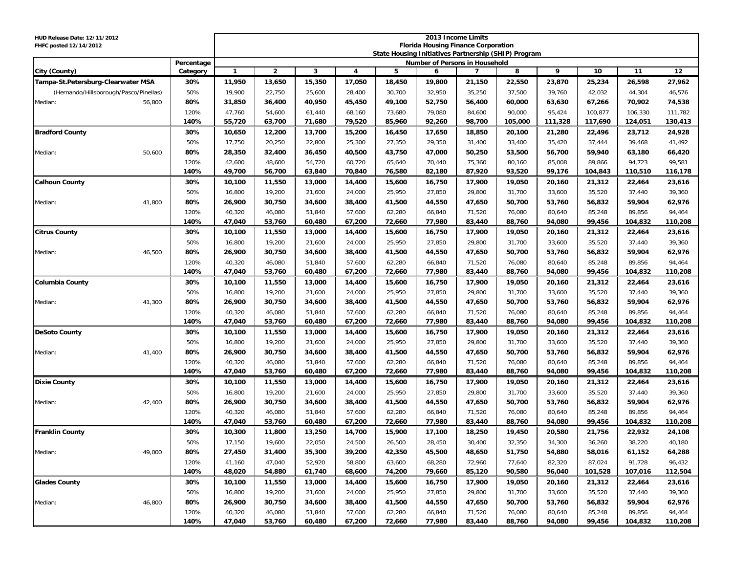HUD Release Date: 12/11/2012
FHFC posted 12/14/2012

# 2013 Income Limits
## Florida Housing Finance Corporation
### State Housing Initiatives Partnership (SHIP) Program

| City (County) | | Percentage Category | 1 | 2 | 3 | 4 | 5 | 6 | 7 | 8 | 9 | 10 | 11 | 12 |
|---|---|---|---|---|---|---|---|---|---|---|---|---|---|---|
| | | | Number of Persons in Household | | | | | | | | | | | |
| **Tampa-St.Petersburg-Clearwater MSA** | | **30%** | **11,950** | **13,650** | **15,350** | **17,050** | **18,450** | **19,800** | **21,150** | **22,550** | **23,870** | **25,234** | **26,598** | **27,962** |
| (Hernando/Hillsborough/Pasco/Pinellas) | | 50% | 19,900 | 22,750 | 25,600 | 28,400 | 30,700 | 32,950 | 35,250 | 37,500 | 39,760 | 42,032 | 44,304 | 46,576 |
| Median: | 56,800 | **80%** | **31,850** | **36,400** | **40,950** | **45,450** | **49,100** | **52,750** | **56,400** | **60,000** | **63,630** | **67,266** | **70,902** | **74,538** |
| | | 120% | 47,760 | 54,600 | 61,440 | 68,160 | 73,680 | 79,080 | 84,600 | 90,000 | 95,424 | 100,877 | 106,330 | 111,782 |
| | | **140%** | **55,720** | **63,700** | **71,680** | **79,520** | **85,960** | **92,260** | **98,700** | **105,000** | **111,328** | **117,690** | **124,051** | **130,413** |
| **Bradford County** | | **30%** | **10,650** | **12,200** | **13,700** | **15,200** | **16,450** | **17,650** | **18,850** | **20,100** | **21,280** | **22,496** | **23,712** | **24,928** |
| | | 50% | 17,750 | 20,250 | 22,800 | 25,300 | 27,350 | 29,350 | 31,400 | 33,400 | 35,420 | 37,444 | 39,468 | 41,492 |
| Median: | 50,600 | **80%** | **28,350** | **32,400** | **36,450** | **40,500** | **43,750** | **47,000** | **50,250** | **53,500** | **56,700** | **59,940** | **63,180** | **66,420** |
| | | 120% | 42,600 | 48,600 | 54,720 | 60,720 | 65,640 | 70,440 | 75,360 | 80,160 | 85,008 | 89,866 | 94,723 | 99,581 |
| | | **140%** | **49,700** | **56,700** | **63,840** | **70,840** | **76,580** | **82,180** | **87,920** | **93,520** | **99,176** | **104,843** | **110,510** | **116,178** |
| **Calhoun County** | | **30%** | **10,100** | **11,550** | **13,000** | **14,400** | **15,600** | **16,750** | **17,900** | **19,050** | **20,160** | **21,312** | **22,464** | **23,616** |
| | | 50% | 16,800 | 19,200 | 21,600 | 24,000 | 25,950 | 27,850 | 29,800 | 31,700 | 33,600 | 35,520 | 37,440 | 39,360 |
| Median: | 41,800 | **80%** | **26,900** | **30,750** | **34,600** | **38,400** | **41,500** | **44,550** | **47,650** | **50,700** | **53,760** | **56,832** | **59,904** | **62,976** |
| | | 120% | 40,320 | 46,080 | 51,840 | 57,600 | 62,280 | 66,840 | 71,520 | 76,080 | 80,640 | 85,248 | 89,856 | 94,464 |
| | | **140%** | **47,040** | **53,760** | **60,480** | **67,200** | **72,660** | **77,980** | **83,440** | **88,760** | **94,080** | **99,456** | **104,832** | **110,208** |
| **Citrus County** | | **30%** | **10,100** | **11,550** | **13,000** | **14,400** | **15,600** | **16,750** | **17,900** | **19,050** | **20,160** | **21,312** | **22,464** | **23,616** |
| | | 50% | 16,800 | 19,200 | 21,600 | 24,000 | 25,950 | 27,850 | 29,800 | 31,700 | 33,600 | 35,520 | 37,440 | 39,360 |
| Median: | 46,500 | **80%** | **26,900** | **30,750** | **34,600** | **38,400** | **41,500** | **44,550** | **47,650** | **50,700** | **53,760** | **56,832** | **59,904** | **62,976** |
| | | 120% | 40,320 | 46,080 | 51,840 | 57,600 | 62,280 | 66,840 | 71,520 | 76,080 | 80,640 | 85,248 | 89,856 | 94,464 |
| | | **140%** | **47,040** | **53,760** | **60,480** | **67,200** | **72,660** | **77,980** | **83,440** | **88,760** | **94,080** | **99,456** | **104,832** | **110,208** |
| **Columbia County** | | **30%** | **10,100** | **11,550** | **13,000** | **14,400** | **15,600** | **16,750** | **17,900** | **19,050** | **20,160** | **21,312** | **22,464** | **23,616** |
| | | 50% | 16,800 | 19,200 | 21,600 | 24,000 | 25,950 | 27,850 | 29,800 | 31,700 | 33,600 | 35,520 | 37,440 | 39,360 |
| Median: | 41,300 | **80%** | **26,900** | **30,750** | **34,600** | **38,400** | **41,500** | **44,550** | **47,650** | **50,700** | **53,760** | **56,832** | **59,904** | **62,976** |
| | | 120% | 40,320 | 46,080 | 51,840 | 57,600 | 62,280 | 66,840 | 71,520 | 76,080 | 80,640 | 85,248 | 89,856 | 94,464 |
| | | **140%** | **47,040** | **53,760** | **60,480** | **67,200** | **72,660** | **77,980** | **83,440** | **88,760** | **94,080** | **99,456** | **104,832** | **110,208** |
| **DeSoto County** | | **30%** | **10,100** | **11,550** | **13,000** | **14,400** | **15,600** | **16,750** | **17,900** | **19,050** | **20,160** | **21,312** | **22,464** | **23,616** |
| | | 50% | 16,800 | 19,200 | 21,600 | 24,000 | 25,950 | 27,850 | 29,800 | 31,700 | 33,600 | 35,520 | 37,440 | 39,360 |
| Median: | 41,400 | **80%** | **26,900** | **30,750** | **34,600** | **38,400** | **41,500** | **44,550** | **47,650** | **50,700** | **53,760** | **56,832** | **59,904** | **62,976** |
| | | 120% | 40,320 | 46,080 | 51,840 | 57,600 | 62,280 | 66,840 | 71,520 | 76,080 | 80,640 | 85,248 | 89,856 | 94,464 |
| | | **140%** | **47,040** | **53,760** | **60,480** | **67,200** | **72,660** | **77,980** | **83,440** | **88,760** | **94,080** | **99,456** | **104,832** | **110,208** |
| **Dixie County** | | **30%** | **10,100** | **11,550** | **13,000** | **14,400** | **15,600** | **16,750** | **17,900** | **19,050** | **20,160** | **21,312** | **22,464** | **23,616** |
| | | 50% | 16,800 | 19,200 | 21,600 | 24,000 | 25,950 | 27,850 | 29,800 | 31,700 | 33,600 | 35,520 | 37,440 | 39,360 |
| Median: | 42,400 | **80%** | **26,900** | **30,750** | **34,600** | **38,400** | **41,500** | **44,550** | **47,650** | **50,700** | **53,760** | **56,832** | **59,904** | **62,976** |
| | | 120% | 40,320 | 46,080 | 51,840 | 57,600 | 62,280 | 66,840 | 71,520 | 76,080 | 80,640 | 85,248 | 89,856 | 94,464 |
| | | **140%** | **47,040** | **53,760** | **60,480** | **67,200** | **72,660** | **77,980** | **83,440** | **88,760** | **94,080** | **99,456** | **104,832** | **110,208** |
| **Franklin County** | | **30%** | **10,300** | **11,800** | **13,250** | **14,700** | **15,900** | **17,100** | **18,250** | **19,450** | **20,580** | **21,756** | **22,932** | **24,108** |
| | | 50% | 17,150 | 19,600 | 22,050 | 24,500 | 26,500 | 28,450 | 30,400 | 32,350 | 34,300 | 36,260 | 38,220 | 40,180 |
| Median: | 49,000 | **80%** | **27,450** | **31,400** | **35,300** | **39,200** | **42,350** | **45,500** | **48,650** | **51,750** | **54,880** | **58,016** | **61,152** | **64,288** |
| | | 120% | 41,160 | 47,040 | 52,920 | 58,800 | 63,600 | 68,280 | 72,960 | 77,640 | 82,320 | 87,024 | 91,728 | 96,432 |
| | | **140%** | **48,020** | **54,880** | **61,740** | **68,600** | **74,200** | **79,660** | **85,120** | **90,580** | **96,040** | **101,528** | **107,016** | **112,504** |
| **Glades County** | | **30%** | **10,100** | **11,550** | **13,000** | **14,400** | **15,600** | **16,750** | **17,900** | **19,050** | **20,160** | **21,312** | **22,464** | **23,616** |
| | | 50% | 16,800 | 19,200 | 21,600 | 24,000 | 25,950 | 27,850 | 29,800 | 31,700 | 33,600 | 35,520 | 37,440 | 39,360 |
| Median: | 46,800 | **80%** | **26,900** | **30,750** | **34,600** | **38,400** | **41,500** | **44,550** | **47,650** | **50,700** | **53,760** | **56,832** | **59,904** | **62,976** |
| | | 120% | 40,320 | 46,080 | 51,840 | 57,600 | 62,280 | 66,840 | 71,520 | 76,080 | 80,640 | 85,248 | 89,856 | 94,464 |
| | | **140%** | **47,040** | **53,760** | **60,480** | **67,200** | **72,660** | **77,980** | **83,440** | **88,760** | **94,080** | **99,456** | **104,832** | **110,208** |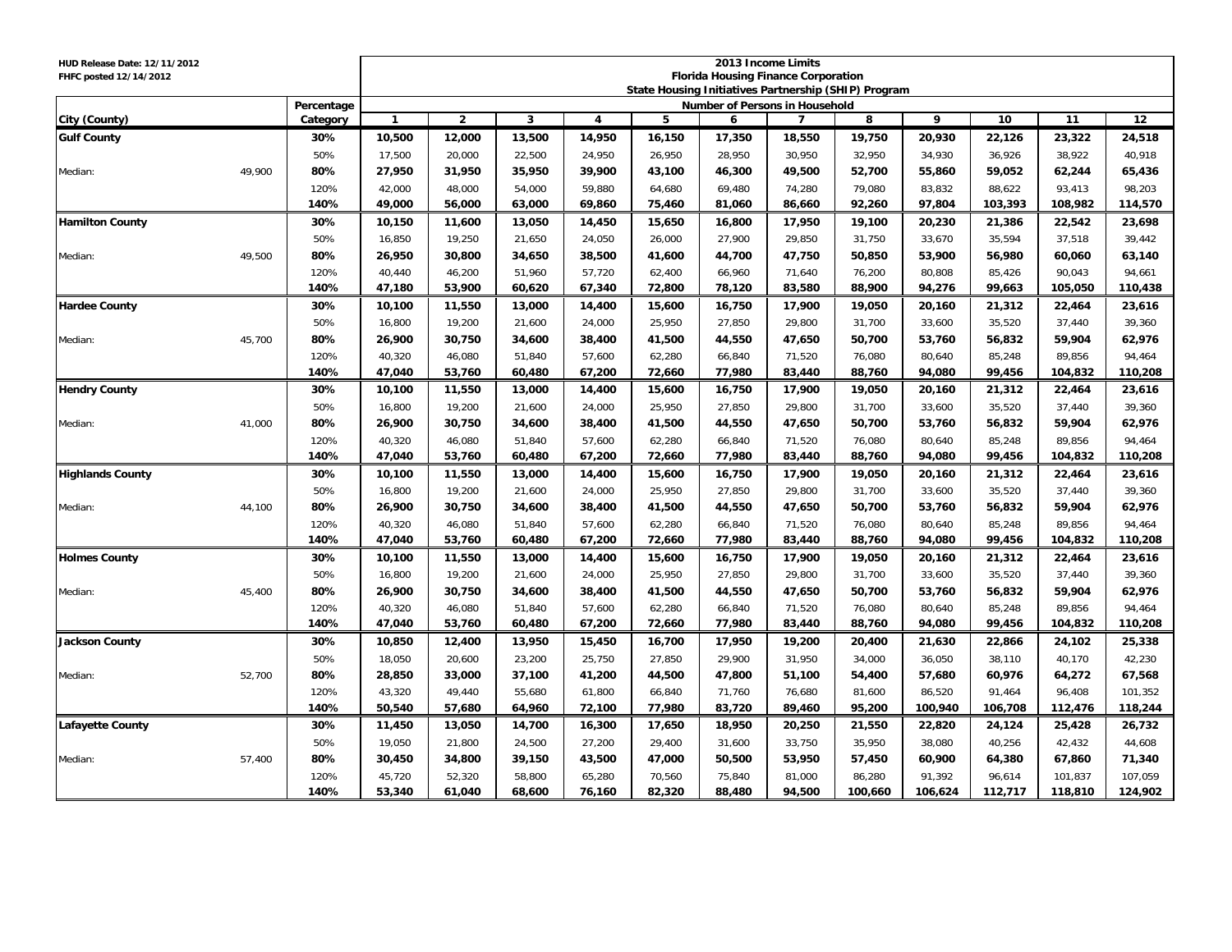HUD Release Date: 12/11/2012
FHFC posted 12/14/2012

**2013 Income Limits**
**Florida Housing Finance Corporation**
**State Housing Initiatives Partnership (SHIP) Program**

| City (County) | | Percentage Category | Number of Persons in Household | | | | | | | | | | | |
|---|---|---|---|---|---|---|---|---|---|---|---|---|---|---|
| | | | 1 | 2 | 3 | 4 | 5 | 6 | 7 | 8 | 9 | 10 | 11 | 12 |
| **Gulf County** | | 30% | 10,500 | 12,000 | 13,500 | 14,950 | 16,150 | 17,350 | 18,550 | 19,750 | 20,930 | 22,126 | 23,322 | 24,518 |
| | | 50% | 17,500 | 20,000 | 22,500 | 24,950 | 26,950 | 28,950 | 30,950 | 32,950 | 34,930 | 36,926 | 38,922 | 40,918 |
| Median: | 49,900 | 80% | 27,950 | 31,950 | 35,950 | 39,900 | 43,100 | 46,300 | 49,500 | 52,700 | 55,860 | 59,052 | 62,244 | 65,436 |
| | | 120% | 42,000 | 48,000 | 54,000 | 59,880 | 64,680 | 69,480 | 74,280 | 79,080 | 83,832 | 88,622 | 93,413 | 98,203 |
| | | 140% | 49,000 | 56,000 | 63,000 | 69,860 | 75,460 | 81,060 | 86,660 | 92,260 | 97,804 | 103,393 | 108,982 | 114,570 |
| **Hamilton County** | | 30% | 10,150 | 11,600 | 13,050 | 14,450 | 15,650 | 16,800 | 17,950 | 19,100 | 20,230 | 21,386 | 22,542 | 23,698 |
| | | 50% | 16,850 | 19,250 | 21,650 | 24,050 | 26,000 | 27,900 | 29,850 | 31,750 | 33,670 | 35,594 | 37,518 | 39,442 |
| Median: | 49,500 | 80% | 26,950 | 30,800 | 34,650 | 38,500 | 41,600 | 44,700 | 47,750 | 50,850 | 53,900 | 56,980 | 60,060 | 63,140 |
| | | 120% | 40,440 | 46,200 | 51,960 | 57,720 | 62,400 | 66,960 | 71,640 | 76,200 | 80,808 | 85,426 | 90,043 | 94,661 |
| | | 140% | 47,180 | 53,900 | 60,620 | 67,340 | 72,800 | 78,120 | 83,580 | 88,900 | 94,276 | 99,663 | 105,050 | 110,438 |
| **Hardee County** | | 30% | 10,100 | 11,550 | 13,000 | 14,400 | 15,600 | 16,750 | 17,900 | 19,050 | 20,160 | 21,312 | 22,464 | 23,616 |
| | | 50% | 16,800 | 19,200 | 21,600 | 24,000 | 25,950 | 27,850 | 29,800 | 31,700 | 33,600 | 35,520 | 37,440 | 39,360 |
| Median: | 45,700 | 80% | 26,900 | 30,750 | 34,600 | 38,400 | 41,500 | 44,550 | 47,650 | 50,700 | 53,760 | 56,832 | 59,904 | 62,976 |
| | | 120% | 40,320 | 46,080 | 51,840 | 57,600 | 62,280 | 66,840 | 71,520 | 76,080 | 80,640 | 85,248 | 89,856 | 94,464 |
| | | 140% | 47,040 | 53,760 | 60,480 | 67,200 | 72,660 | 77,980 | 83,440 | 88,760 | 94,080 | 99,456 | 104,832 | 110,208 |
| **Hendry County** | | 30% | 10,100 | 11,550 | 13,000 | 14,400 | 15,600 | 16,750 | 17,900 | 19,050 | 20,160 | 21,312 | 22,464 | 23,616 |
| | | 50% | 16,800 | 19,200 | 21,600 | 24,000 | 25,950 | 27,850 | 29,800 | 31,700 | 33,600 | 35,520 | 37,440 | 39,360 |
| Median: | 41,000 | 80% | 26,900 | 30,750 | 34,600 | 38,400 | 41,500 | 44,550 | 47,650 | 50,700 | 53,760 | 56,832 | 59,904 | 62,976 |
| | | 120% | 40,320 | 46,080 | 51,840 | 57,600 | 62,280 | 66,840 | 71,520 | 76,080 | 80,640 | 85,248 | 89,856 | 94,464 |
| | | 140% | 47,040 | 53,760 | 60,480 | 67,200 | 72,660 | 77,980 | 83,440 | 88,760 | 94,080 | 99,456 | 104,832 | 110,208 |
| **Highlands County** | | 30% | 10,100 | 11,550 | 13,000 | 14,400 | 15,600 | 16,750 | 17,900 | 19,050 | 20,160 | 21,312 | 22,464 | 23,616 |
| | | 50% | 16,800 | 19,200 | 21,600 | 24,000 | 25,950 | 27,850 | 29,800 | 31,700 | 33,600 | 35,520 | 37,440 | 39,360 |
| Median: | 44,100 | 80% | 26,900 | 30,750 | 34,600 | 38,400 | 41,500 | 44,550 | 47,650 | 50,700 | 53,760 | 56,832 | 59,904 | 62,976 |
| | | 120% | 40,320 | 46,080 | 51,840 | 57,600 | 62,280 | 66,840 | 71,520 | 76,080 | 80,640 | 85,248 | 89,856 | 94,464 |
| | | 140% | 47,040 | 53,760 | 60,480 | 67,200 | 72,660 | 77,980 | 83,440 | 88,760 | 94,080 | 99,456 | 104,832 | 110,208 |
| **Holmes County** | | 30% | 10,100 | 11,550 | 13,000 | 14,400 | 15,600 | 16,750 | 17,900 | 19,050 | 20,160 | 21,312 | 22,464 | 23,616 |
| | | 50% | 16,800 | 19,200 | 21,600 | 24,000 | 25,950 | 27,850 | 29,800 | 31,700 | 33,600 | 35,520 | 37,440 | 39,360 |
| Median: | 45,400 | 80% | 26,900 | 30,750 | 34,600 | 38,400 | 41,500 | 44,550 | 47,650 | 50,700 | 53,760 | 56,832 | 59,904 | 62,976 |
| | | 120% | 40,320 | 46,080 | 51,840 | 57,600 | 62,280 | 66,840 | 71,520 | 76,080 | 80,640 | 85,248 | 89,856 | 94,464 |
| | | 140% | 47,040 | 53,760 | 60,480 | 67,200 | 72,660 | 77,980 | 83,440 | 88,760 | 94,080 | 99,456 | 104,832 | 110,208 |
| **Jackson County** | | 30% | 10,850 | 12,400 | 13,950 | 15,450 | 16,700 | 17,950 | 19,200 | 20,400 | 21,630 | 22,866 | 24,102 | 25,338 |
| | | 50% | 18,050 | 20,600 | 23,200 | 25,750 | 27,850 | 29,900 | 31,950 | 34,000 | 36,050 | 38,110 | 40,170 | 42,230 |
| Median: | 52,700 | 80% | 28,850 | 33,000 | 37,100 | 41,200 | 44,500 | 47,800 | 51,100 | 54,400 | 57,680 | 60,976 | 64,272 | 67,568 |
| | | 120% | 43,320 | 49,440 | 55,680 | 61,800 | 66,840 | 71,760 | 76,680 | 81,600 | 86,520 | 91,464 | 96,408 | 101,352 |
| | | 140% | 50,540 | 57,680 | 64,960 | 72,100 | 77,980 | 83,720 | 89,460 | 95,200 | 100,940 | 106,708 | 112,476 | 118,244 |
| **Lafayette County** | | 30% | 11,450 | 13,050 | 14,700 | 16,300 | 17,650 | 18,950 | 20,250 | 21,550 | 22,820 | 24,124 | 25,428 | 26,732 |
| | | 50% | 19,050 | 21,800 | 24,500 | 27,200 | 29,400 | 31,600 | 33,750 | 35,950 | 38,080 | 40,256 | 42,432 | 44,608 |
| Median: | 57,400 | 80% | 30,450 | 34,800 | 39,150 | 43,500 | 47,000 | 50,500 | 53,950 | 57,450 | 60,900 | 64,380 | 67,860 | 71,340 |
| | | 120% | 45,720 | 52,320 | 58,800 | 65,280 | 70,560 | 75,840 | 81,000 | 86,280 | 91,392 | 96,614 | 101,837 | 107,059 |
| | | 140% | 53,340 | 61,040 | 68,600 | 76,160 | 82,320 | 88,480 | 94,500 | 100,660 | 106,624 | 112,717 | 118,810 | 124,902 |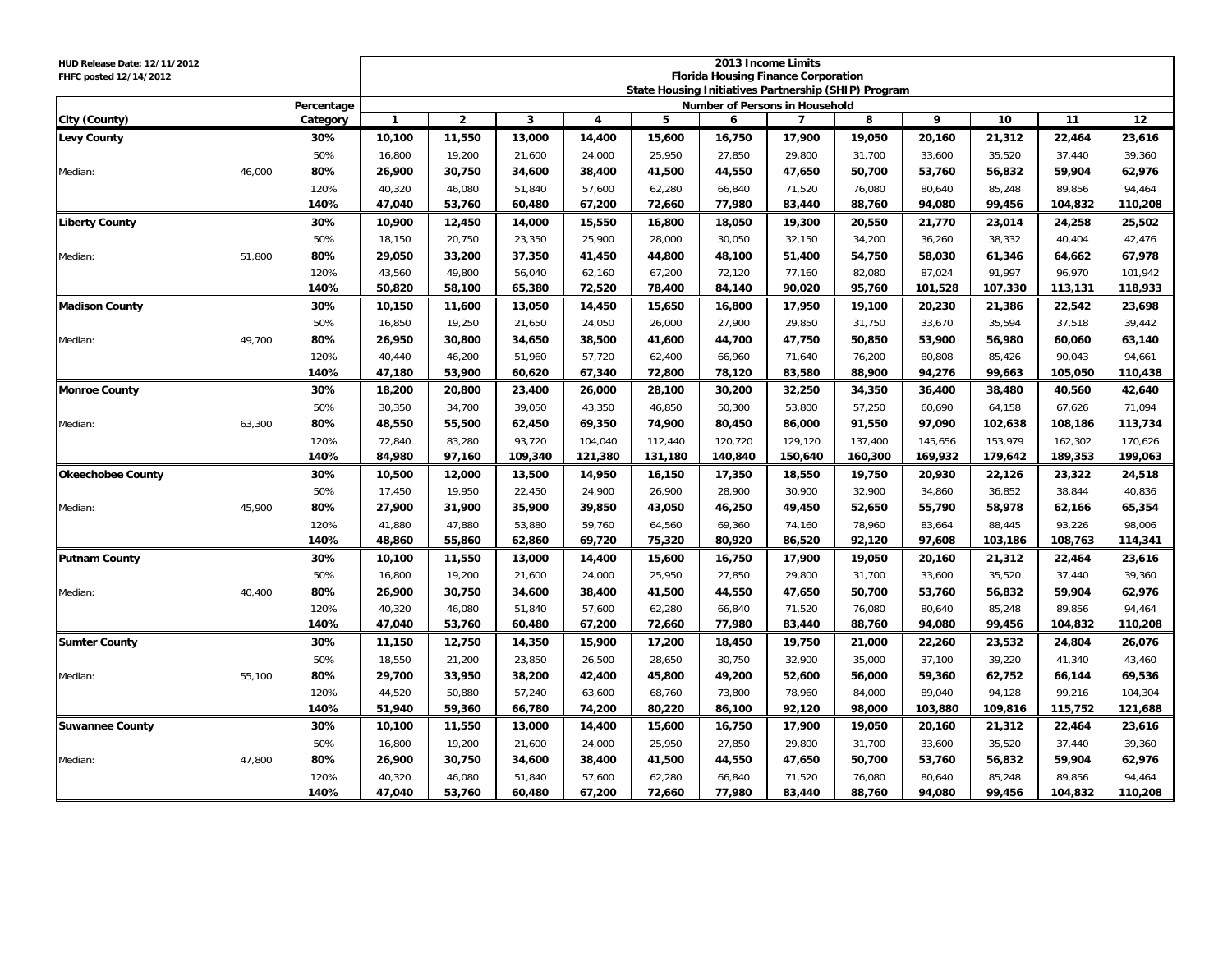HUD Release Date: 12/11/2012
FHFC posted 12/14/2012

**2013 Income Limits**
**Florida Housing Finance Corporation**
**State Housing Initiatives Partnership (SHIP) Program**

| City (County) | | Percentage Category | Number of Persons in Household | | | | | | | | | | | |
|---|---|---|---|---|---|---|---|---|---|---|---|---|---|---|
| | | | 1 | 2 | 3 | 4 | 5 | 6 | 7 | 8 | 9 | 10 | 11 | 12 |
| **Levy County** | | 30% | 10,100 | 11,550 | 13,000 | 14,400 | 15,600 | 16,750 | 17,900 | 19,050 | 20,160 | 21,312 | 22,464 | 23,616 |
| | | 50% | 16,800 | 19,200 | 21,600 | 24,000 | 25,950 | 27,850 | 29,800 | 31,700 | 33,600 | 35,520 | 37,440 | 39,360 |
| Median: | 46,000 | 80% | 26,900 | 30,750 | 34,600 | 38,400 | 41,500 | 44,550 | 47,650 | 50,700 | 53,760 | 56,832 | 59,904 | 62,976 |
| | | 120% | 40,320 | 46,080 | 51,840 | 57,600 | 62,280 | 66,840 | 71,520 | 76,080 | 80,640 | 85,248 | 89,856 | 94,464 |
| | | 140% | 47,040 | 53,760 | 60,480 | 67,200 | 72,660 | 77,980 | 83,440 | 88,760 | 94,080 | 99,456 | 104,832 | 110,208 |
| **Liberty County** | | 30% | 10,900 | 12,450 | 14,000 | 15,550 | 16,800 | 18,050 | 19,300 | 20,550 | 21,770 | 23,014 | 24,258 | 25,502 |
| | | 50% | 18,150 | 20,750 | 23,350 | 25,900 | 28,000 | 30,050 | 32,150 | 34,200 | 36,260 | 38,332 | 40,404 | 42,476 |
| Median: | 51,800 | 80% | 29,050 | 33,200 | 37,350 | 41,450 | 44,800 | 48,100 | 51,400 | 54,750 | 58,030 | 61,346 | 64,662 | 67,978 |
| | | 120% | 43,560 | 49,800 | 56,040 | 62,160 | 67,200 | 72,120 | 77,160 | 82,080 | 87,024 | 91,997 | 96,970 | 101,942 |
| | | 140% | 50,820 | 58,100 | 65,380 | 72,520 | 78,400 | 84,140 | 90,020 | 95,760 | 101,528 | 107,330 | 113,131 | 118,933 |
| **Madison County** | | 30% | 10,150 | 11,600 | 13,050 | 14,450 | 15,650 | 16,800 | 17,950 | 19,100 | 20,230 | 21,386 | 22,542 | 23,698 |
| | | 50% | 16,850 | 19,250 | 21,650 | 24,050 | 26,000 | 27,900 | 29,850 | 31,750 | 33,670 | 35,594 | 37,518 | 39,442 |
| Median: | 49,700 | 80% | 26,950 | 30,800 | 34,650 | 38,500 | 41,600 | 44,700 | 47,750 | 50,850 | 53,900 | 56,980 | 60,060 | 63,140 |
| | | 120% | 40,440 | 46,200 | 51,960 | 57,720 | 62,400 | 66,960 | 71,640 | 76,200 | 80,808 | 85,426 | 90,043 | 94,661 |
| | | 140% | 47,180 | 53,900 | 60,620 | 67,340 | 72,800 | 78,120 | 83,580 | 88,900 | 94,276 | 99,663 | 105,050 | 110,438 |
| **Monroe County** | | 30% | 18,200 | 20,800 | 23,400 | 26,000 | 28,100 | 30,200 | 32,250 | 34,350 | 36,400 | 38,480 | 40,560 | 42,640 |
| | | 50% | 30,350 | 34,700 | 39,050 | 43,350 | 46,850 | 50,300 | 53,800 | 57,250 | 60,690 | 64,158 | 67,626 | 71,094 |
| Median: | 63,300 | 80% | 48,550 | 55,500 | 62,450 | 69,350 | 74,900 | 80,450 | 86,000 | 91,550 | 97,090 | 102,638 | 108,186 | 113,734 |
| | | 120% | 72,840 | 83,280 | 93,720 | 104,040 | 112,440 | 120,720 | 129,120 | 137,400 | 145,656 | 153,979 | 162,302 | 170,626 |
| | | 140% | 84,980 | 97,160 | 109,340 | 121,380 | 131,180 | 140,840 | 150,640 | 160,300 | 169,932 | 179,642 | 189,353 | 199,063 |
| **Okeechobee County** | | 30% | 10,500 | 12,000 | 13,500 | 14,950 | 16,150 | 17,350 | 18,550 | 19,750 | 20,930 | 22,126 | 23,322 | 24,518 |
| | | 50% | 17,450 | 19,950 | 22,450 | 24,900 | 26,900 | 28,900 | 30,900 | 32,900 | 34,860 | 36,852 | 38,844 | 40,836 |
| Median: | 45,900 | 80% | 27,900 | 31,900 | 35,900 | 39,850 | 43,050 | 46,250 | 49,450 | 52,650 | 55,790 | 58,978 | 62,166 | 65,354 |
| | | 120% | 41,880 | 47,880 | 53,880 | 59,760 | 64,560 | 69,360 | 74,160 | 78,960 | 83,664 | 88,445 | 93,226 | 98,006 |
| | | 140% | 48,860 | 55,860 | 62,860 | 69,720 | 75,320 | 80,920 | 86,520 | 92,120 | 97,608 | 103,186 | 108,763 | 114,341 |
| **Putnam County** | | 30% | 10,100 | 11,550 | 13,000 | 14,400 | 15,600 | 16,750 | 17,900 | 19,050 | 20,160 | 21,312 | 22,464 | 23,616 |
| | | 50% | 16,800 | 19,200 | 21,600 | 24,000 | 25,950 | 27,850 | 29,800 | 31,700 | 33,600 | 35,520 | 37,440 | 39,360 |
| Median: | 40,400 | 80% | 26,900 | 30,750 | 34,600 | 38,400 | 41,500 | 44,550 | 47,650 | 50,700 | 53,760 | 56,832 | 59,904 | 62,976 |
| | | 120% | 40,320 | 46,080 | 51,840 | 57,600 | 62,280 | 66,840 | 71,520 | 76,080 | 80,640 | 85,248 | 89,856 | 94,464 |
| | | 140% | 47,040 | 53,760 | 60,480 | 67,200 | 72,660 | 77,980 | 83,440 | 88,760 | 94,080 | 99,456 | 104,832 | 110,208 |
| **Sumter County** | | 30% | 11,150 | 12,750 | 14,350 | 15,900 | 17,200 | 18,450 | 19,750 | 21,000 | 22,260 | 23,532 | 24,804 | 26,076 |
| | | 50% | 18,550 | 21,200 | 23,850 | 26,500 | 28,650 | 30,750 | 32,900 | 35,000 | 37,100 | 39,220 | 41,340 | 43,460 |
| Median: | 55,100 | 80% | 29,700 | 33,950 | 38,200 | 42,400 | 45,800 | 49,200 | 52,600 | 56,000 | 59,360 | 62,752 | 66,144 | 69,536 |
| | | 120% | 44,520 | 50,880 | 57,240 | 63,600 | 68,760 | 73,800 | 78,960 | 84,000 | 89,040 | 94,128 | 99,216 | 104,304 |
| | | 140% | 51,940 | 59,360 | 66,780 | 74,200 | 80,220 | 86,100 | 92,120 | 98,000 | 103,880 | 109,816 | 115,752 | 121,688 |
| **Suwannee County** | | 30% | 10,100 | 11,550 | 13,000 | 14,400 | 15,600 | 16,750 | 17,900 | 19,050 | 20,160 | 21,312 | 22,464 | 23,616 |
| | | 50% | 16,800 | 19,200 | 21,600 | 24,000 | 25,950 | 27,850 | 29,800 | 31,700 | 33,600 | 35,520 | 37,440 | 39,360 |
| Median: | 47,800 | 80% | 26,900 | 30,750 | 34,600 | 38,400 | 41,500 | 44,550 | 47,650 | 50,700 | 53,760 | 56,832 | 59,904 | 62,976 |
| | | 120% | 40,320 | 46,080 | 51,840 | 57,600 | 62,280 | 66,840 | 71,520 | 76,080 | 80,640 | 85,248 | 89,856 | 94,464 |
| | | 140% | 47,040 | 53,760 | 60,480 | 67,200 | 72,660 | 77,980 | 83,440 | 88,760 | 94,080 | 99,456 | 104,832 | 110,208 |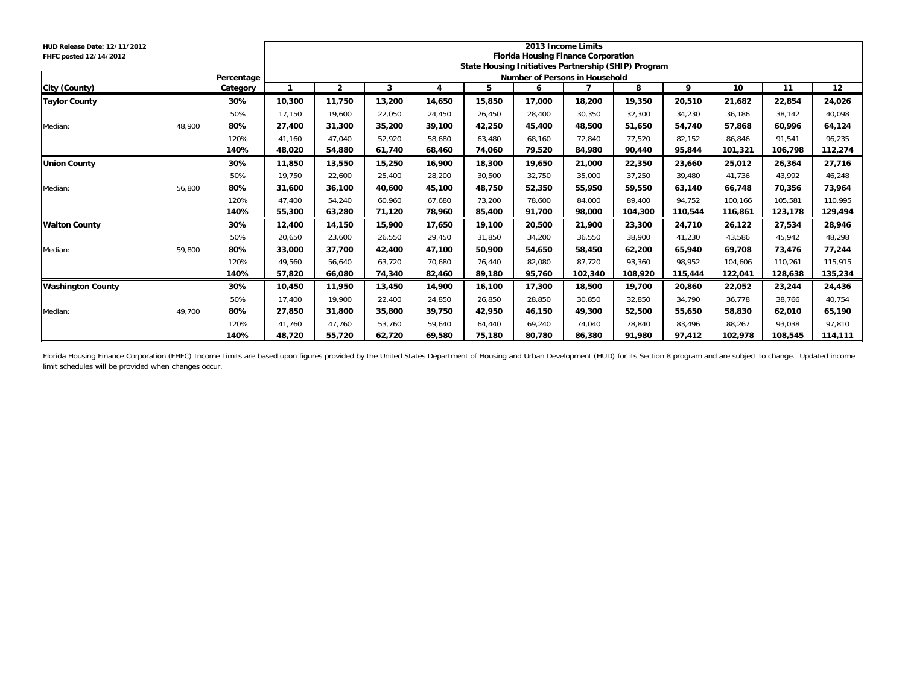HUD Release Date: 12/11/2012
FHFC posted 12/14/2012

**2013 Income Limits**
**Florida Housing Finance Corporation**
**State Housing Initiatives Partnership (SHIP) Program**

| City (County) | | Percentage Category | Number of Persons in Household | | | | | | | | | | | |
|---|---|---|---|---|---|---|---|---|---|---|---|---|---|---|
| | | | 1 | 2 | 3 | 4 | 5 | 6 | 7 | 8 | 9 | 10 | 11 | 12 |
| **Taylor County** | | **30%** | **10,300** | **11,750** | **13,200** | **14,650** | **15,850** | **17,000** | **18,200** | **19,350** | **20,510** | **21,682** | **22,854** | **24,026** |
| | | 50% | 17,150 | 19,600 | 22,050 | 24,450 | 26,450 | 28,400 | 30,350 | 32,300 | 34,230 | 36,186 | 38,142 | 40,098 |
| Median: | 48,900 | **80%** | **27,400** | **31,300** | **35,200** | **39,100** | **42,250** | **45,400** | **48,500** | **51,650** | **54,740** | **57,868** | **60,996** | **64,124** |
| | | 120% | 41,160 | 47,040 | 52,920 | 58,680 | 63,480 | 68,160 | 72,840 | 77,520 | 82,152 | 86,846 | 91,541 | 96,235 |
| | | **140%** | **48,020** | **54,880** | **61,740** | **68,460** | **74,060** | **79,520** | **84,980** | **90,440** | **95,844** | **101,321** | **106,798** | **112,274** |
| **Union County** | | **30%** | **11,850** | **13,550** | **15,250** | **16,900** | **18,300** | **19,650** | **21,000** | **22,350** | **23,660** | **25,012** | **26,364** | **27,716** |
| | | 50% | 19,750 | 22,600 | 25,400 | 28,200 | 30,500 | 32,750 | 35,000 | 37,250 | 39,480 | 41,736 | 43,992 | 46,248 |
| Median: | 56,800 | **80%** | **31,600** | **36,100** | **40,600** | **45,100** | **48,750** | **52,350** | **55,950** | **59,550** | **63,140** | **66,748** | **70,356** | **73,964** |
| | | 120% | 47,400 | 54,240 | 60,960 | 67,680 | 73,200 | 78,600 | 84,000 | 89,400 | 94,752 | 100,166 | 105,581 | 110,995 |
| | | **140%** | **55,300** | **63,280** | **71,120** | **78,960** | **85,400** | **91,700** | **98,000** | **104,300** | **110,544** | **116,861** | **123,178** | **129,494** |
| **Walton County** | | **30%** | **12,400** | **14,150** | **15,900** | **17,650** | **19,100** | **20,500** | **21,900** | **23,300** | **24,710** | **26,122** | **27,534** | **28,946** |
| | | 50% | 20,650 | 23,600 | 26,550 | 29,450 | 31,850 | 34,200 | 36,550 | 38,900 | 41,230 | 43,586 | 45,942 | 48,298 |
| Median: | 59,800 | **80%** | **33,000** | **37,700** | **42,400** | **47,100** | **50,900** | **54,650** | **58,450** | **62,200** | **65,940** | **69,708** | **73,476** | **77,244** |
| | | 120% | 49,560 | 56,640 | 63,720 | 70,680 | 76,440 | 82,080 | 87,720 | 93,360 | 98,952 | 104,606 | 110,261 | 115,915 |
| | | **140%** | **57,820** | **66,080** | **74,340** | **82,460** | **89,180** | **95,760** | **102,340** | **108,920** | **115,444** | **122,041** | **128,638** | **135,234** |
| **Washington County** | | **30%** | **10,450** | **11,950** | **13,450** | **14,900** | **16,100** | **17,300** | **18,500** | **19,700** | **20,860** | **22,052** | **23,244** | **24,436** |
| | | 50% | 17,400 | 19,900 | 22,400 | 24,850 | 26,850 | 28,850 | 30,850 | 32,850 | 34,790 | 36,778 | 38,766 | 40,754 |
| Median: | 49,700 | **80%** | **27,850** | **31,800** | **35,800** | **39,750** | **42,950** | **46,150** | **49,300** | **52,500** | **55,650** | **58,830** | **62,010** | **65,190** |
| | | 120% | 41,760 | 47,760 | 53,760 | 59,640 | 64,440 | 69,240 | 74,040 | 78,840 | 83,496 | 88,267 | 93,038 | 97,810 |
| | | **140%** | **48,720** | **55,720** | **62,720** | **69,580** | **75,180** | **80,780** | **86,380** | **91,980** | **97,412** | **102,978** | **108,545** | **114,111** |

Florida Housing Finance Corporation (FHFC) Income Limits are based upon figures provided by the United States Department of Housing and Urban Development (HUD) for its Section 8 program and are subject to change. Updated income limit schedules will be provided when changes occur.